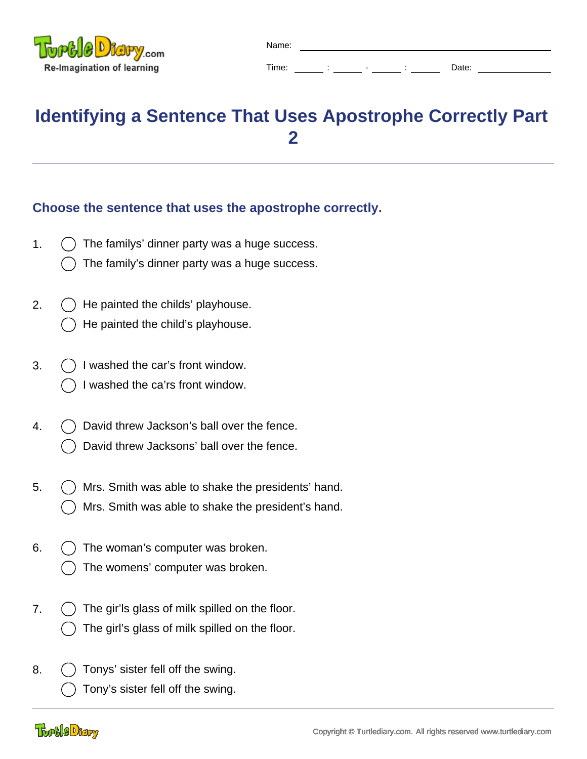Name: ______________________________

Time: ____ : ____ - ____ : ____ Date: ____________

# Identifying a Sentence That Uses Apostrophe Correctly Part 2

## Choose the sentence that uses the apostrophe correctly.

1. ◯ The familys’ dinner party was a huge success.
   ◯ The family’s dinner party was a huge success.

2. ◯ He painted the childs’ playhouse.
   ◯ He painted the child’s playhouse.

3. ◯ I washed the car’s front window.
   ◯ I washed the ca’rs front window.

4. ◯ David threw Jackson’s ball over the fence.
   ◯ David threw Jacksons’ ball over the fence.

5. ◯ Mrs. Smith was able to shake the presidents’ hand.
   ◯ Mrs. Smith was able to shake the president’s hand.

6. ◯ The woman’s computer was broken.
   ◯ The womens’ computer was broken.

7. ◯ The gir’ls glass of milk spilled on the floor.
   ◯ The girl’s glass of milk spilled on the floor.

8. ◯ Tonys’ sister fell off the swing.
   ◯ Tony’s sister fell off the swing.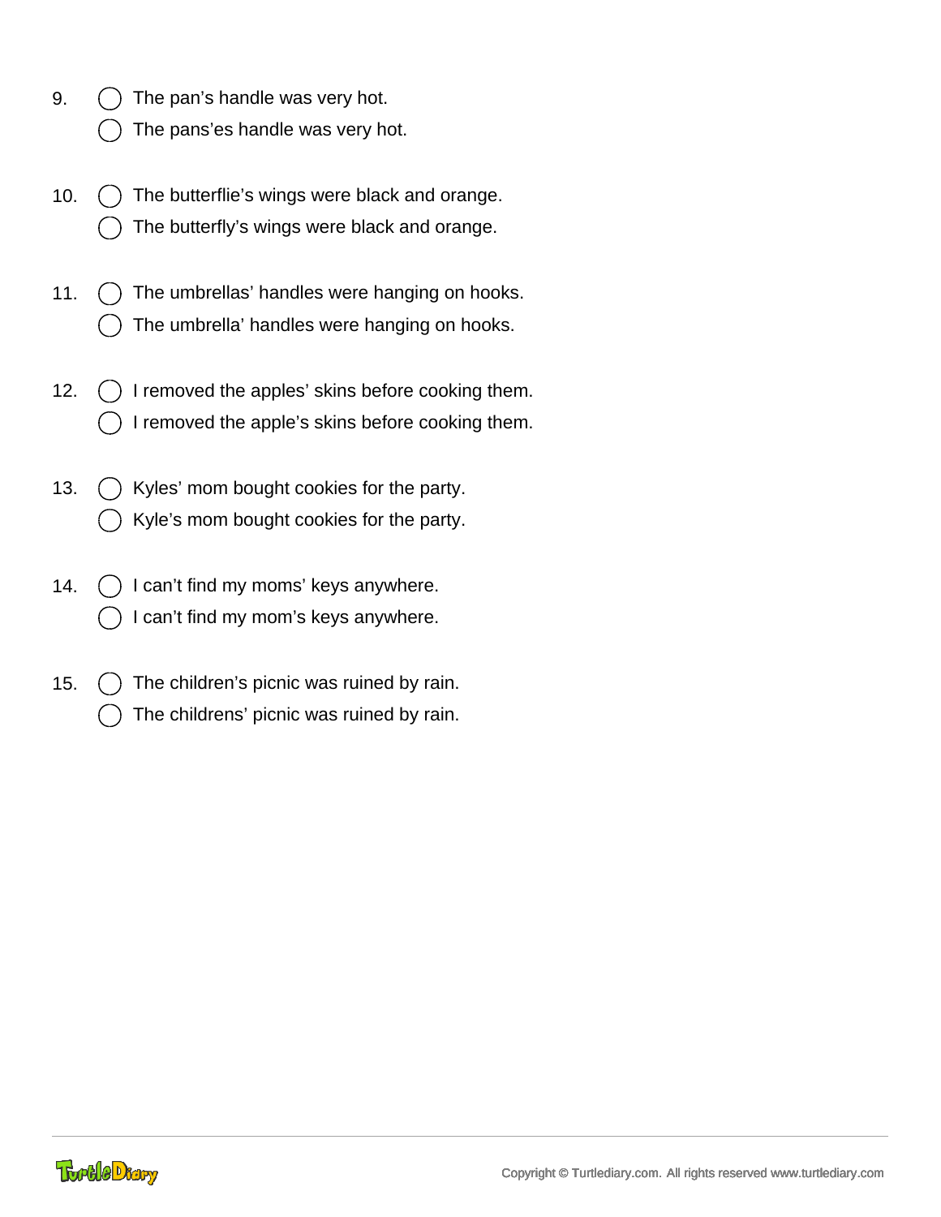9. ◯ The pan’s handle was very hot.
   ◯ The pans’es handle was very hot.

10. ◯ The butterflie’s wings were black and orange.
    ◯ The butterfly’s wings were black and orange.

11. ◯ The umbrellas’ handles were hanging on hooks.
    ◯ The umbrella’ handles were hanging on hooks.

12. ◯ I removed the apples’ skins before cooking them.
    ◯ I removed the apple’s skins before cooking them.

13. ◯ Kyles’ mom bought cookies for the party.
    ◯ Kyle’s mom bought cookies for the party.

14. ◯ I can’t find my moms’ keys anywhere.
    ◯ I can’t find my mom’s keys anywhere.

15. ◯ The children’s picnic was ruined by rain.
    ◯ The childrens’ picnic was ruined by rain.